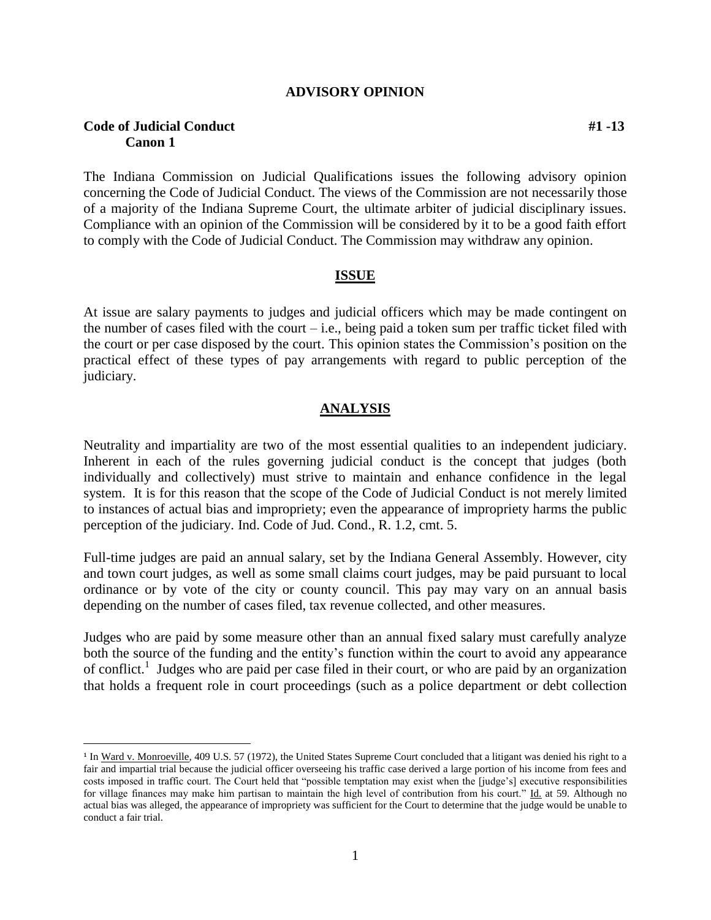# ADVISORY OPINION

**Code of Judicial Conduct** **#1 -13**
**Canon 1**

The Indiana Commission on Judicial Qualifications issues the following advisory opinion concerning the Code of Judicial Conduct. The views of the Commission are not necessarily those of a majority of the Indiana Supreme Court, the ultimate arbiter of judicial disciplinary issues. Compliance with an opinion of the Commission will be considered by it to be a good faith effort to comply with the Code of Judicial Conduct. The Commission may withdraw any opinion.

## ISSUE

At issue are salary payments to judges and judicial officers which may be made contingent on the number of cases filed with the court – i.e., being paid a token sum per traffic ticket filed with the court or per case disposed by the court. This opinion states the Commission's position on the practical effect of these types of pay arrangements with regard to public perception of the judiciary.

## ANALYSIS

Neutrality and impartiality are two of the most essential qualities to an independent judiciary. Inherent in each of the rules governing judicial conduct is the concept that judges (both individually and collectively) must strive to maintain and enhance confidence in the legal system. It is for this reason that the scope of the Code of Judicial Conduct is not merely limited to instances of actual bias and impropriety; even the appearance of impropriety harms the public perception of the judiciary. Ind. Code of Jud. Cond., R. 1.2, cmt. 5.

Full-time judges are paid an annual salary, set by the Indiana General Assembly. However, city and town court judges, as well as some small claims court judges, may be paid pursuant to local ordinance or by vote of the city or county council. This pay may vary on an annual basis depending on the number of cases filed, tax revenue collected, and other measures.

Judges who are paid by some measure other than an annual fixed salary must carefully analyze both the source of the funding and the entity's function within the court to avoid any appearance of conflict.[1] Judges who are paid per case filed in their court, or who are paid by an organization that holds a frequent role in court proceedings (such as a police department or debt collection

[1] In Ward v. Monroeville, 409 U.S. 57 (1972), the United States Supreme Court concluded that a litigant was denied his right to a fair and impartial trial because the judicial officer overseeing his traffic case derived a large portion of his income from fees and costs imposed in traffic court. The Court held that "possible temptation may exist when the [judge's] executive responsibilities for village finances may make him partisan to maintain the high level of contribution from his court." Id. at 59. Although no actual bias was alleged, the appearance of impropriety was sufficient for the Court to determine that the judge would be unable to conduct a fair trial.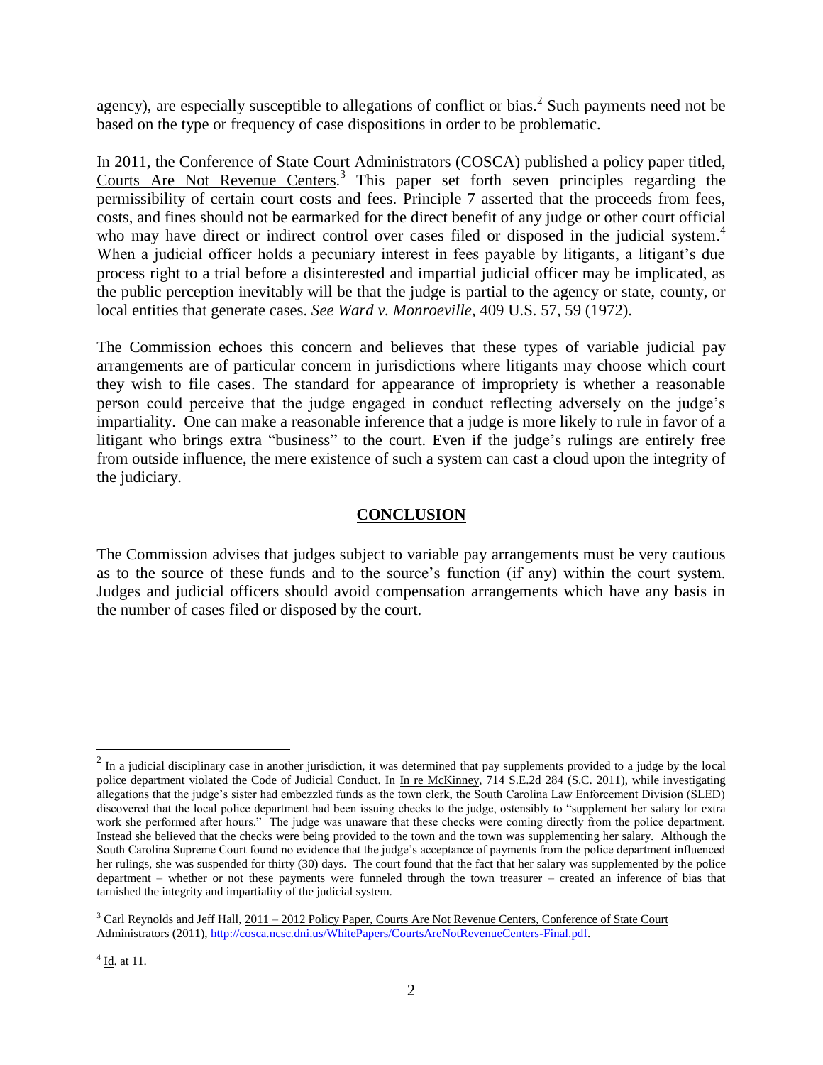agency), are especially susceptible to allegations of conflict or bias.[2] Such payments need not be based on the type or frequency of case dispositions in order to be problematic.

In 2011, the Conference of State Court Administrators (COSCA) published a policy paper titled, Courts Are Not Revenue Centers.[3] This paper set forth seven principles regarding the permissibility of certain court costs and fees. Principle 7 asserted that the proceeds from fees, costs, and fines should not be earmarked for the direct benefit of any judge or other court official who may have direct or indirect control over cases filed or disposed in the judicial system.[4] When a judicial officer holds a pecuniary interest in fees payable by litigants, a litigant's due process right to a trial before a disinterested and impartial judicial officer may be implicated, as the public perception inevitably will be that the judge is partial to the agency or state, county, or local entities that generate cases. *See Ward v. Monroeville*, 409 U.S. 57, 59 (1972).

The Commission echoes this concern and believes that these types of variable judicial pay arrangements are of particular concern in jurisdictions where litigants may choose which court they wish to file cases. The standard for appearance of impropriety is whether a reasonable person could perceive that the judge engaged in conduct reflecting adversely on the judge's impartiality. One can make a reasonable inference that a judge is more likely to rule in favor of a litigant who brings extra "business" to the court. Even if the judge's rulings are entirely free from outside influence, the mere existence of such a system can cast a cloud upon the integrity of the judiciary.

## CONCLUSION

The Commission advises that judges subject to variable pay arrangements must be very cautious as to the source of these funds and to the source's function (if any) within the court system. Judges and judicial officers should avoid compensation arrangements which have any basis in the number of cases filed or disposed by the court.

---

[2] In a judicial disciplinary case in another jurisdiction, it was determined that pay supplements provided to a judge by the local police department violated the Code of Judicial Conduct. In In re McKinney, 714 S.E.2d 284 (S.C. 2011), while investigating allegations that the judge's sister had embezzled funds as the town clerk, the South Carolina Law Enforcement Division (SLED) discovered that the local police department had been issuing checks to the judge, ostensibly to "supplement her salary for extra work she performed after hours." The judge was unaware that these checks were coming directly from the police department. Instead she believed that the checks were being provided to the town and the town was supplementing her salary. Although the South Carolina Supreme Court found no evidence that the judge's acceptance of payments from the police department influenced her rulings, she was suspended for thirty (30) days. The court found that the fact that her salary was supplemented by the police department – whether or not these payments were funneled through the town treasurer – created an inference of bias that tarnished the integrity and impartiality of the judicial system.

[3] Carl Reynolds and Jeff Hall, 2011 – 2012 Policy Paper, Courts Are Not Revenue Centers, Conference of State Court Administrators (2011), http://cosca.ncsc.dni.us/WhitePapers/CourtsAreNotRevenueCenters-Final.pdf.

[4] Id. at 11.